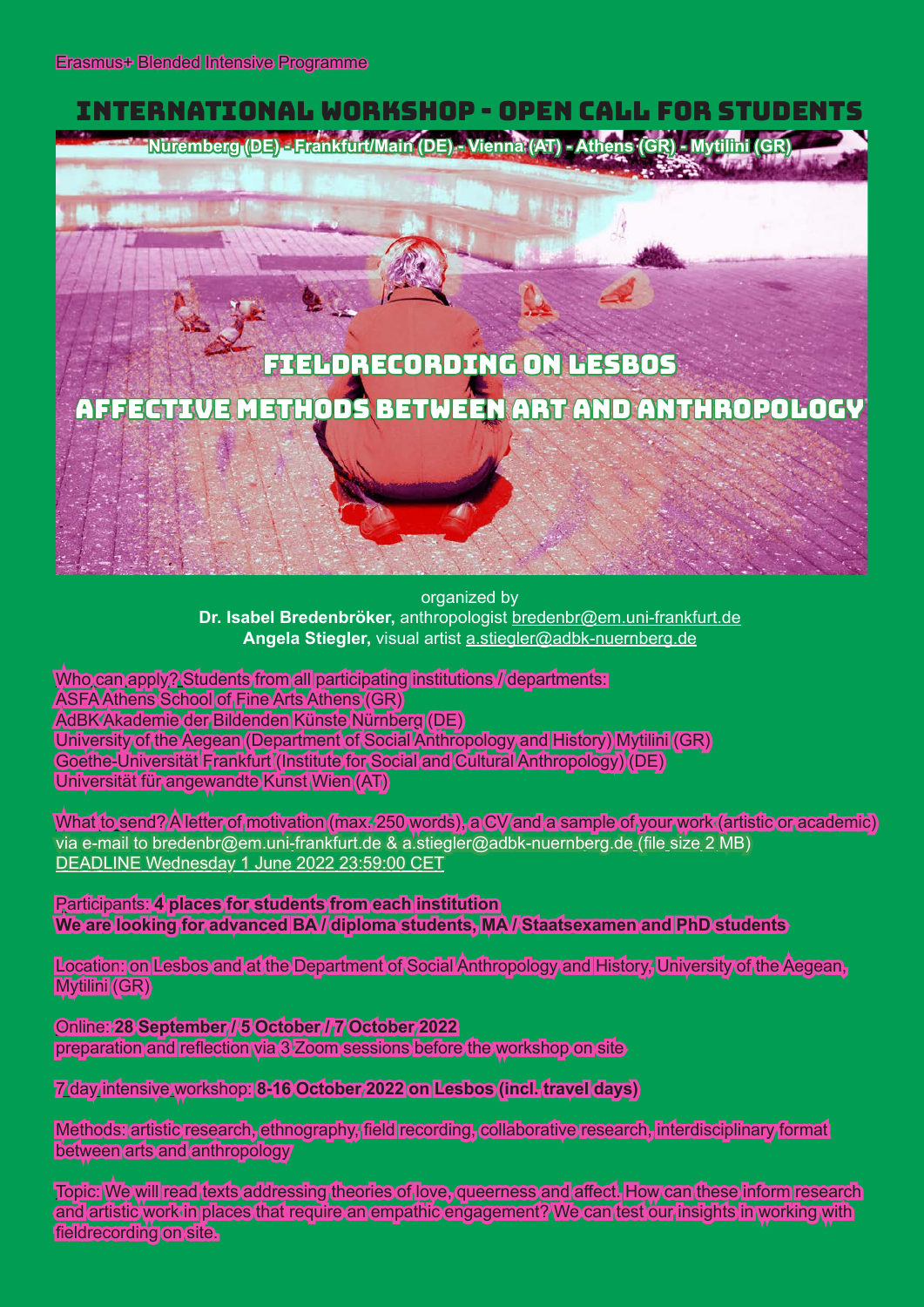Erasmus+ Blended Intensive Programme

# INTERNATIONAL WORKSHOP - OPEN CALL FOR STUDENTS

Nuremberg (DE) - Frankfurt/Main (DE) - Vienna (AT) - Athens (GR) - Mytilini (GR)

## FIELDRECORDING ON LESBOS
## AFFECTIVE METHODS BETWEEN ART AND ANTHROPOLOGY

organized by
**Dr. Isabel Bredenbröker,** anthropologist bredenbr@em.uni-frankfurt.de
**Angela Stiegler,** visual artist a.stiegler@adbk-nuernberg.de

Who can apply? Students from all participating institutions / departments:
ASFA Athens School of Fine Arts Athens (GR)
AdBK Akademie der Bildenden Künste Nürnberg (DE)
University of the Aegean (Department of Social Anthropology and History) Mytilini (GR)
Goethe-Universität Frankfurt (Institute for Social and Cultural Anthropology) (DE)
Universität für angewandte Kunst Wien (AT)

What to send? A letter of motivation (max. 250 words), a CV and a sample of your work (artistic or academic)
via e-mail to bredenbr@em.uni-frankfurt.de & a.stiegler@adbk-nuernberg.de (file size 2 MB)
DEADLINE Wednesday 1 June 2022 23:59:00 CET

Participants: **4 places for students from each institution**
**We are looking for advanced BA / diploma students, MA / Staatsexamen and PhD students**

Location: on Lesbos and at the Department of Social Anthropology and History, University of the Aegean, Mytilini (GR)

Online: **28 September / 5 October / 7 October 2022**
preparation and reflection via 3 Zoom sessions before the workshop on site

7 day intensive workshop: **8-16 October 2022 on Lesbos (incl. travel days)**

Methods: artistic research, ethnography, field recording, collaborative research, interdisciplinary format between arts and anthropology

Topic: We will read texts addressing theories of love, queerness and affect. How can these inform research and artistic work in places that require an empathic engagement? We can test our insights in working with fieldrecording on site.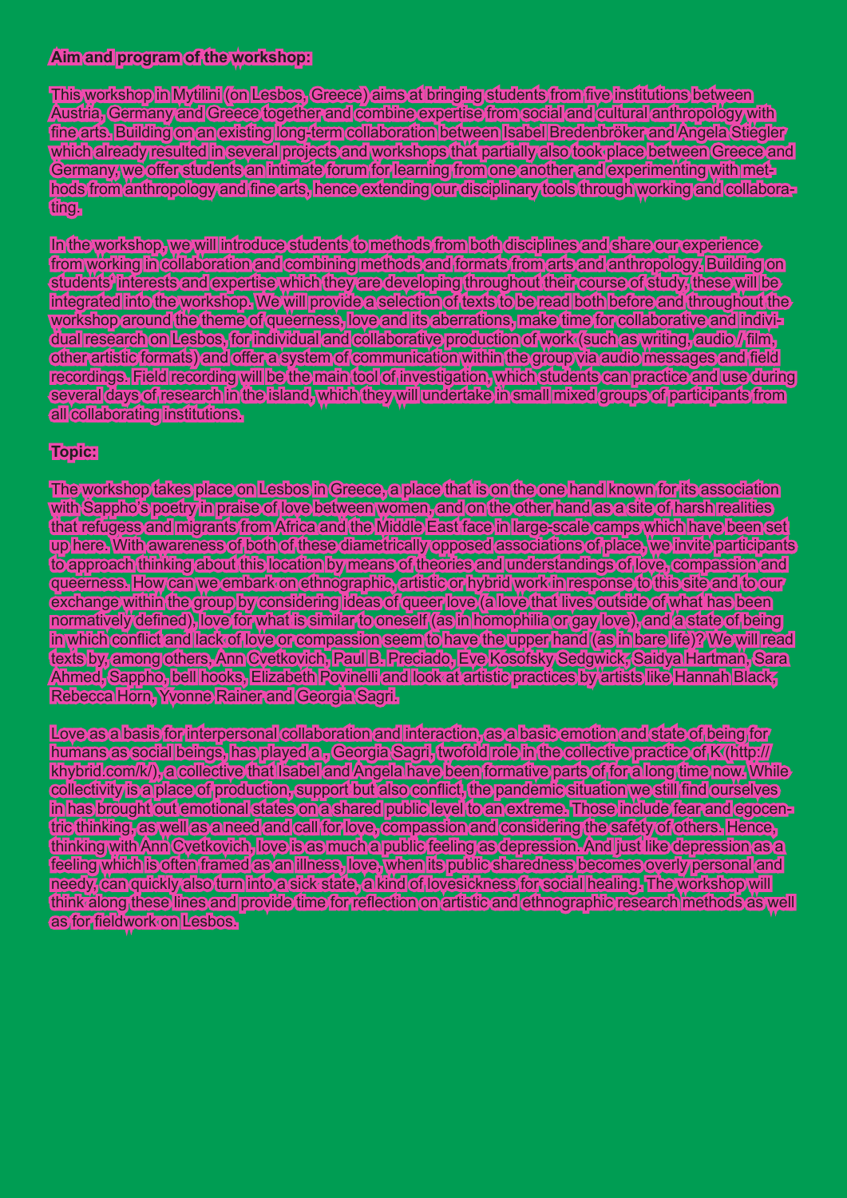**Aim and program of the workshop:**

This workshop in Mytilini (on Lesbos, Greece) aims at bringing students from five institutions between Austria, Germany and Greece together and combine expertise from social and cultural anthropology with fine arts. Building on an existing long-term collaboration between Isabel Bredenbröker and Angela Stiegler which already resulted in several projects and workshops that partially also took place between Greece and Germany, we offer students an intimate forum for learning from one another and experimenting with methods from anthropology and fine arts, hence extending our disciplinary tools through working and collaborating.

In the workshop, we will introduce students to methods from both disciplines and share our experience from working in collaboration and combining methods and formats from arts and anthropology. Building on students' interests and expertise which they are developing throughout their course of study, these will be integrated into the workshop. We will provide a selection of texts to be read both before and throughout the workshop around the theme of queerness, love and its aberrations, make time for collaborative and individual research on Lesbos, for individual and collaborative production of work (such as writing, audio / film, other artistic formats) and offer a system of communication within the group via audio messages and field recordings. Field recording will be the main tool of investigation, which students can practice and use during several days of research in the island, which they will undertake in small mixed groups of participants from all collaborating institutions.

**Topic:**

The workshop takes place on Lesbos in Greece, a place that is on the one hand known for its association with Sappho's poetry in praise of love between women, and on the other hand as a site of harsh realities that refugess and migrants from Africa and the Middle East face in large-scale camps which have been set up here. With awareness of both of these diametrically opposed associations of place, we invite participants to approach thinking about this location by means of theories and understandings of love, compassion and queerness. How can we embark on ethnographic, artistic or hybrid work in response to this site and to our exchange within the group by considering ideas of queer love (a love that lives outside of what has been normatively defined), love for what is similar to oneself (as in homophilia or gay love), and a state of being in which conflict and lack of love or compassion seem to have the upper hand (as in bare life)? We will read texts by, among others, Ann Cvetkovich, Paul B. Preciado, Eve Kosofsky Sedgwick, Saidya Hartman, Sara Ahmed, Sappho, bell hooks, Elizabeth Povinelli and look at artistic practices by artists like Hannah Black, Rebecca Horn, Yvonne Rainer and Georgia Sagri.

Love as a basis for interpersonal collaboration and interaction, as a basic emotion and state of being for humans as social beings, has played a , Georgia Sagri, twofold role in the collective practice of K (http://khybrid.com/k/), a collective that Isabel and Angela have been formative parts of for a long time now. While collectivity is a place of production, support but also conflict, the pandemic situation we still find ourselves in has brought out emotional states on a shared public level to an extreme. Those include fear and egocentric thinking, as well as a need and call for love, compassion and considering the safety of others. Hence, thinking with Ann Cvetkovich, love is as much a public feeling as depression. And just like depression as a feeling which is often framed as an illness, love, when its public sharedness becomes overly personal and needy, can quickly also turn into a sick state, a kind of lovesickness for social healing. The workshop will think along these lines and provide time for reflection on artistic and ethnographic research methods as well as for fieldwork on Lesbos.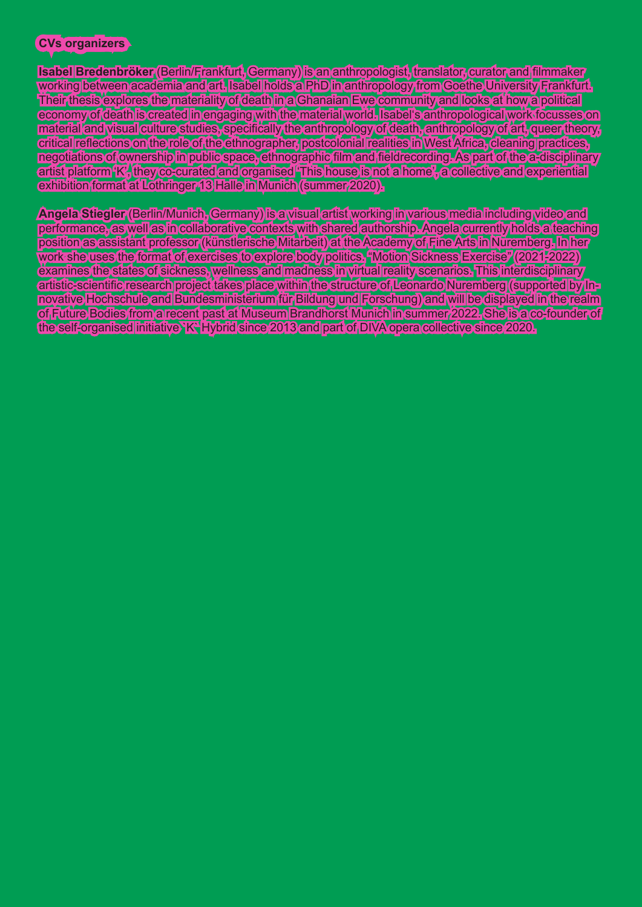## CVs organizers

**Isabel Bredenbröker** (Berlin/Frankfurt, Germany) is an anthropologist, translator, curator and filmmaker working between academia and art. Isabel holds a PhD in anthropology from Goethe University Frankfurt. Their thesis explores the materiality of death in a Ghanaian Ewe community and looks at how a political economy of death is created in engaging with the material world. Isabel's anthropological work focusses on material and visual culture studies, specifically the anthropology of death, anthropology of art, queer theory, critical reflections on the role of the ethnographer, postcolonial realities in West Africa, cleaning practices, negotiations of ownership in public space, ethnographic film and fieldrecording. As part of the a-disciplinary artist platform 'K', they co-curated and organised 'This house is not a home', a collective and experiential exhibition format at Lothringer 13 Halle in Munich (summer 2020).

**Angela Stiegler** (Berlin/Munich, Germany) is a visual artist working in various media including video and performance, as well as in collaborative contexts with shared authorship. Angela currently holds a teaching position as assistant professor (künstlerische Mitarbeit) at the Academy of Fine Arts in Nuremberg. In her work she uses the format of exercises to explore body politics. "Motion Sickness Exercise" (2021-2022) examines the states of sickness, wellness and madness in virtual reality scenarios. This interdisciplinary artistic-scientific research project takes place within the structure of Leonardo Nuremberg (supported by Innovative Hochschule and Bundesministerium für Bildung und Forschung) and will be displayed in the realm of Future Bodies from a recent past at Museum Brandhorst Munich in summer 2022. She is a co-founder of the self-organised initiative `K` Hybrid since 2013 and part of DIVA opera collective since 2020.